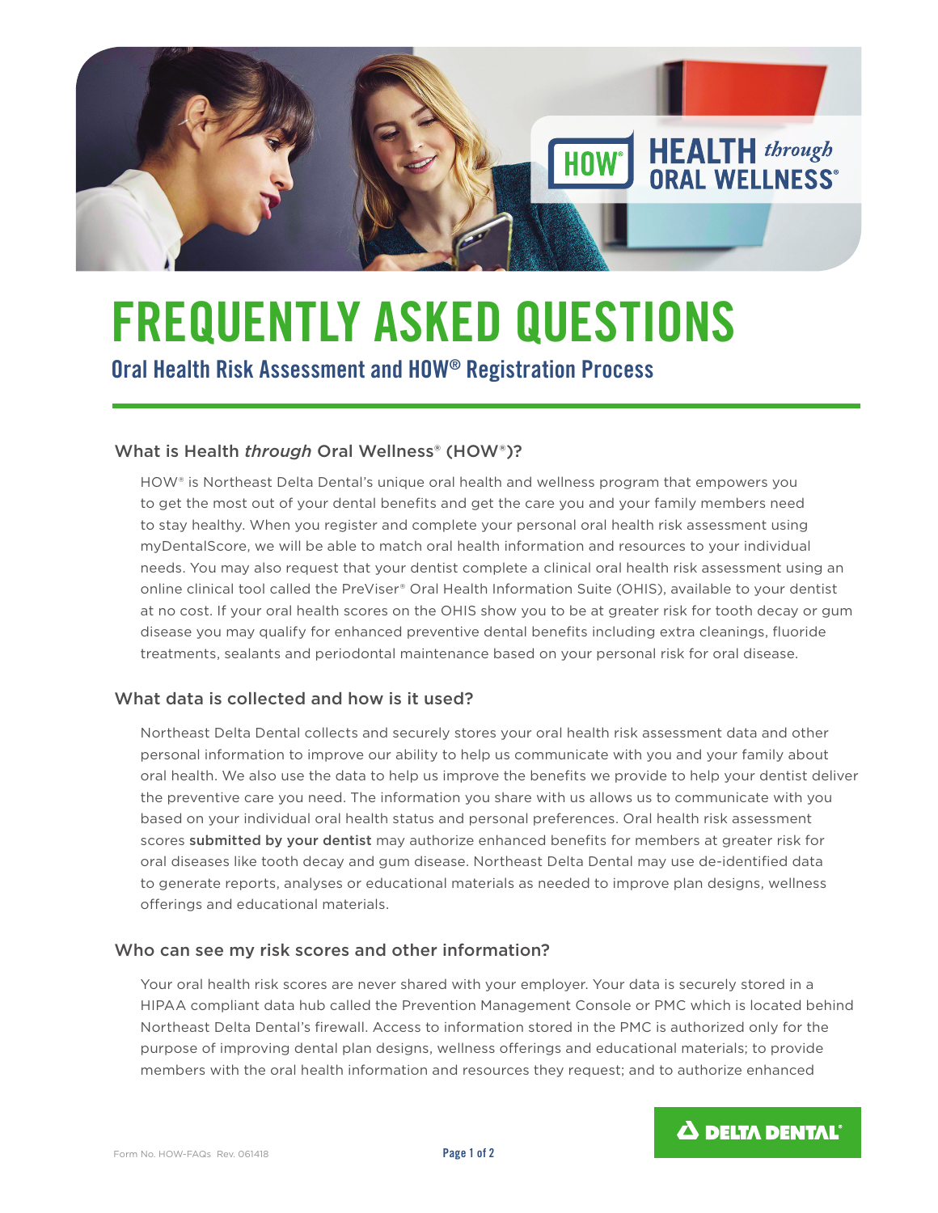HEALTH *through* ORAL WELLNESS®

# FREQUENTLY ASKED QUESTIONS

## Oral Health Risk Assessment and HOW® Registration Process

### What is Health *through* Oral Wellness® (HOW®)?

HOW® is Northeast Delta Dental's unique oral health and wellness program that empowers you to get the most out of your dental benefits and get the care you and your family members need to stay healthy. When you register and complete your personal oral health risk assessment using myDentalScore, we will be able to match oral health information and resources to your individual needs. You may also request that your dentist complete a clinical oral health risk assessment using an online clinical tool called the PreViser® Oral Health Information Suite (OHIS), available to your dentist at no cost. If your oral health scores on the OHIS show you to be at greater risk for tooth decay or gum disease you may qualify for enhanced preventive dental benefits including extra cleanings, fluoride treatments, sealants and periodontal maintenance based on your personal risk for oral disease.

### What data is collected and how is it used?

Northeast Delta Dental collects and securely stores your oral health risk assessment data and other personal information to improve our ability to help us communicate with you and your family about oral health. We also use the data to help us improve the benefits we provide to help your dentist deliver the preventive care you need. The information you share with us allows us to communicate with you based on your individual oral health status and personal preferences. Oral health risk assessment scores **submitted by your dentist** may authorize enhanced benefits for members at greater risk for oral diseases like tooth decay and gum disease. Northeast Delta Dental may use de-identified data to generate reports, analyses or educational materials as needed to improve plan designs, wellness offerings and educational materials.

### Who can see my risk scores and other information?

Your oral health risk scores are never shared with your employer. Your data is securely stored in a HIPAA compliant data hub called the Prevention Management Console or PMC which is located behind Northeast Delta Dental's firewall. Access to information stored in the PMC is authorized only for the purpose of improving dental plan designs, wellness offerings and educational materials; to provide members with the oral health information and resources they request; and to authorize enhanced

Form No. HOW-FAQs Rev. 061418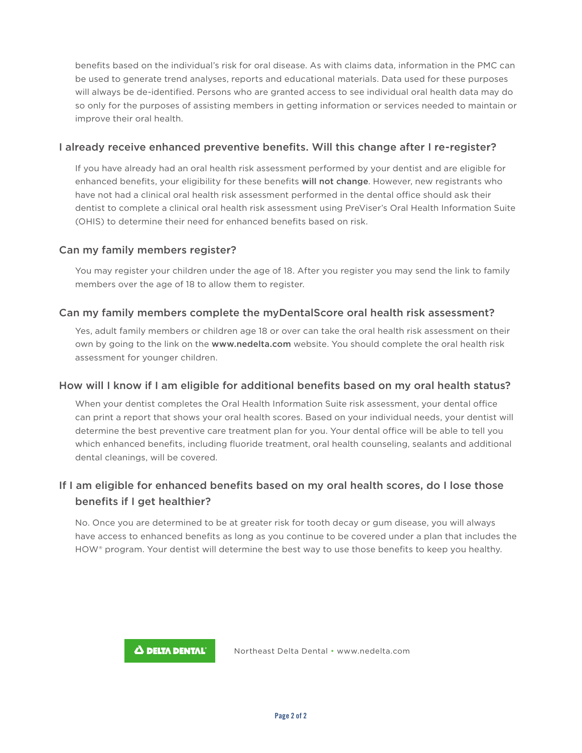benefits based on the individual's risk for oral disease. As with claims data, information in the PMC can be used to generate trend analyses, reports and educational materials. Data used for these purposes will always be de-identified. Persons who are granted access to see individual oral health data may do so only for the purposes of assisting members in getting information or services needed to maintain or improve their oral health.

### I already receive enhanced preventive benefits. Will this change after I re-register?

If you have already had an oral health risk assessment performed by your dentist and are eligible for enhanced benefits, your eligibility for these benefits **will not change**. However, new registrants who have not had a clinical oral health risk assessment performed in the dental office should ask their dentist to complete a clinical oral health risk assessment using PreViser's Oral Health Information Suite (OHIS) to determine their need for enhanced benefits based on risk.

### Can my family members register?

You may register your children under the age of 18. After you register you may send the link to family members over the age of 18 to allow them to register.

### Can my family members complete the myDentalScore oral health risk assessment?

Yes, adult family members or children age 18 or over can take the oral health risk assessment on their own by going to the link on the **www.nedelta.com** website. You should complete the oral health risk assessment for younger children.

### How will I know if I am eligible for additional benefits based on my oral health status?

When your dentist completes the Oral Health Information Suite risk assessment, your dental office can print a report that shows your oral health scores. Based on your individual needs, your dentist will determine the best preventive care treatment plan for you. Your dental office will be able to tell you which enhanced benefits, including fluoride treatment, oral health counseling, sealants and additional dental cleanings, will be covered.

### If I am eligible for enhanced benefits based on my oral health scores, do I lose those benefits if I get healthier?

No. Once you are determined to be at greater risk for tooth decay or gum disease, you will always have access to enhanced benefits as long as you continue to be covered under a plan that includes the HOW® program. Your dentist will determine the best way to use those benefits to keep you healthy.

DELTA DENTAL®

Northeast Delta Dental • www.nedelta.com